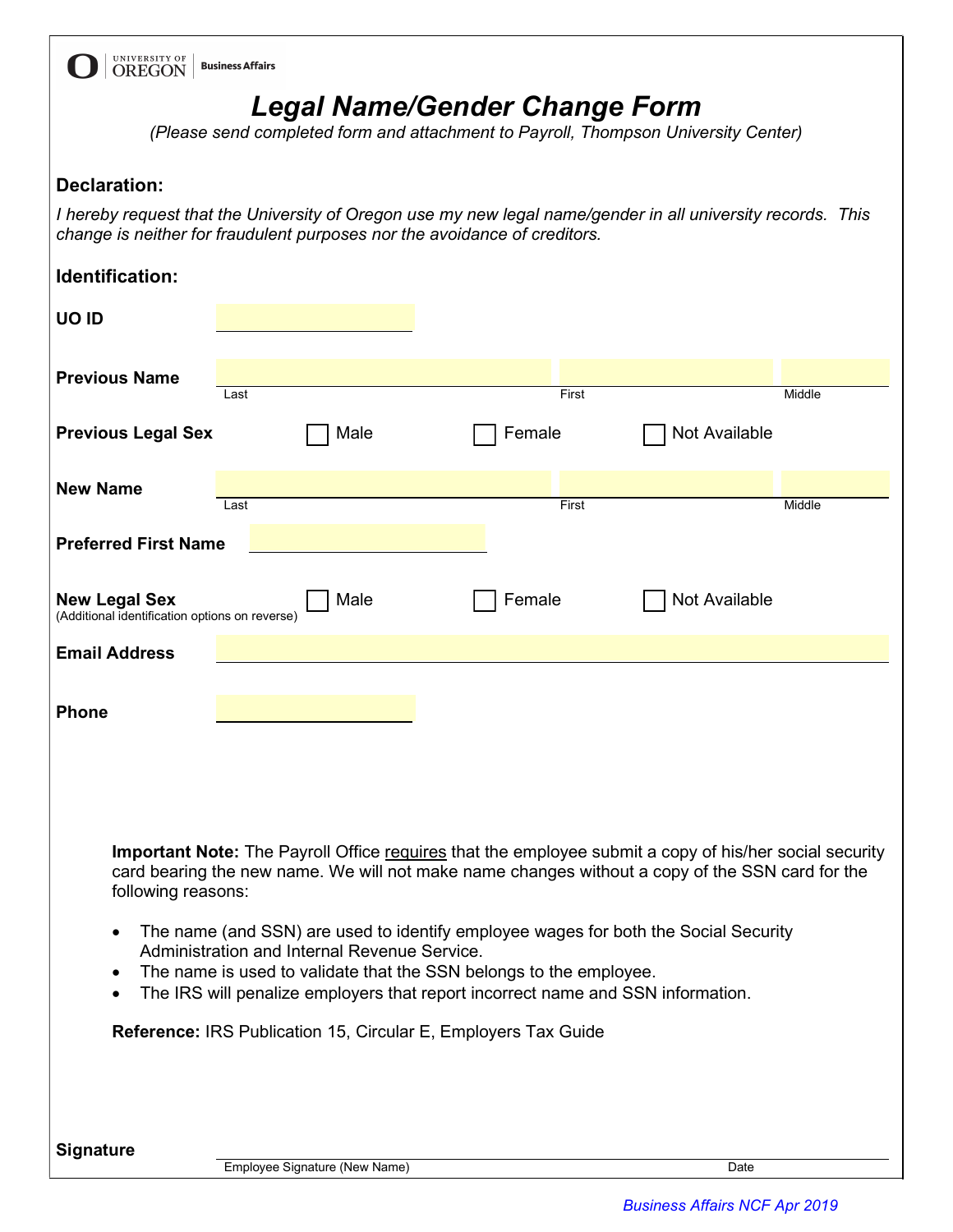UNIVERSITY OF OREGON | Business Affairs

# *Legal Name/Gender Change Form*

*(Please send completed form and attachment to Payroll, Thompson University Center)*

## Declaration:

*I hereby request that the University of Oregon use my new legal name/gender in all university records. This change is neither for fraudulent purposes nor the avoidance of creditors.*

## Identification:

**UO ID** ____________________

**Previous Name** ____________________ ____________________ ____________________
Last First Middle

**Previous Legal Sex** ☐ Male ☐ Female ☐ Not Available

**New Name** ____________________ ____________________ ____________________
Last First Middle

**Preferred First Name** ____________________

**New Legal Sex** ☐ Male ☐ Female ☐ Not Available
(Additional identification options on reverse)

**Email Address** ____________________

**Phone** ____________________

**Important Note:** The Payroll Office requires that the employee submit a copy of his/her social security card bearing the new name. We will not make name changes without a copy of the SSN card for the following reasons:

- The name (and SSN) are used to identify employee wages for both the Social Security Administration and Internal Revenue Service.
- The name is used to validate that the SSN belongs to the employee.
- The IRS will penalize employers that report incorrect name and SSN information.

**Reference:** IRS Publication 15, Circular E, Employers Tax Guide

**Signature** ____________________________________________
Employee Signature (New Name) Date

*Business Affairs NCF Apr 2019*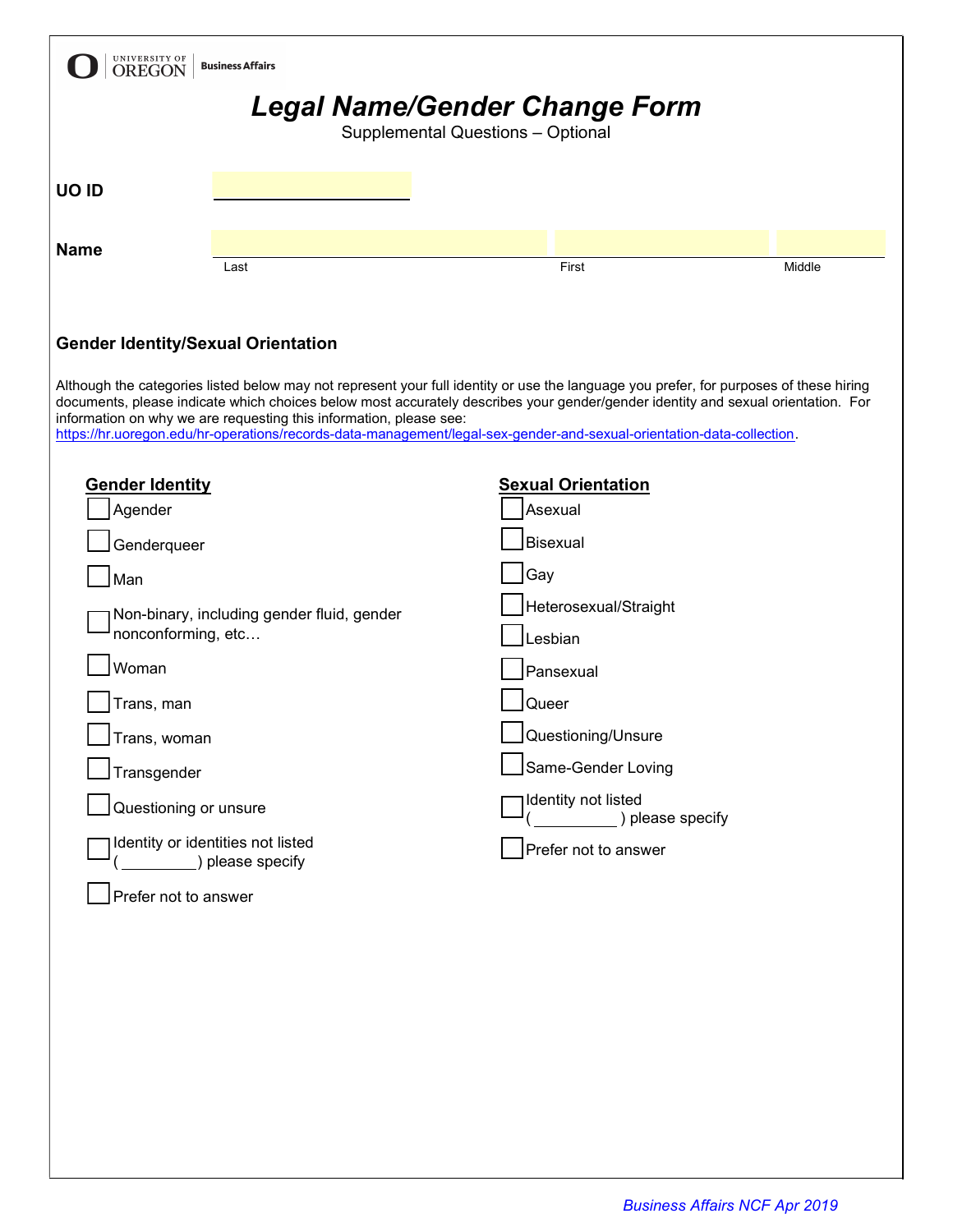UNIVERSITY OF OREGON | Business Affairs

# Legal Name/Gender Change Form

Supplemental Questions – Optional

**UO ID** ____________________

**Name** ____________________ ____________________ ____________________
Last First Middle

## Gender Identity/Sexual Orientation

Although the categories listed below may not represent your full identity or use the language you prefer, for purposes of these hiring documents, please indicate which choices below most accurately describes your gender/gender identity and sexual orientation. For information on why we are requesting this information, please see: https://hr.uoregon.edu/hr-operations/records-data-management/legal-sex-gender-and-sexual-orientation-data-collection.

### Gender Identity

- ☐ Agender
- ☐ Genderqueer
- ☐ Man
- ☐ Non-binary, including gender fluid, gender nonconforming, etc…
- ☐ Woman
- ☐ Trans, man
- ☐ Trans, woman
- ☐ Transgender
- ☐ Questioning or unsure
- ☐ Identity or identities not listed ( _________ ) please specify
- ☐ Prefer not to answer

### Sexual Orientation

- ☐ Asexual
- ☐ Bisexual
- ☐ Gay
- ☐ Heterosexual/Straight
- ☐ Lesbian
- ☐ Pansexual
- ☐ Queer
- ☐ Questioning/Unsure
- ☐ Same-Gender Loving
- ☐ Identity not listed ( __________ ) please specify
- ☐ Prefer not to answer

*Business Affairs NCF Apr 2019*